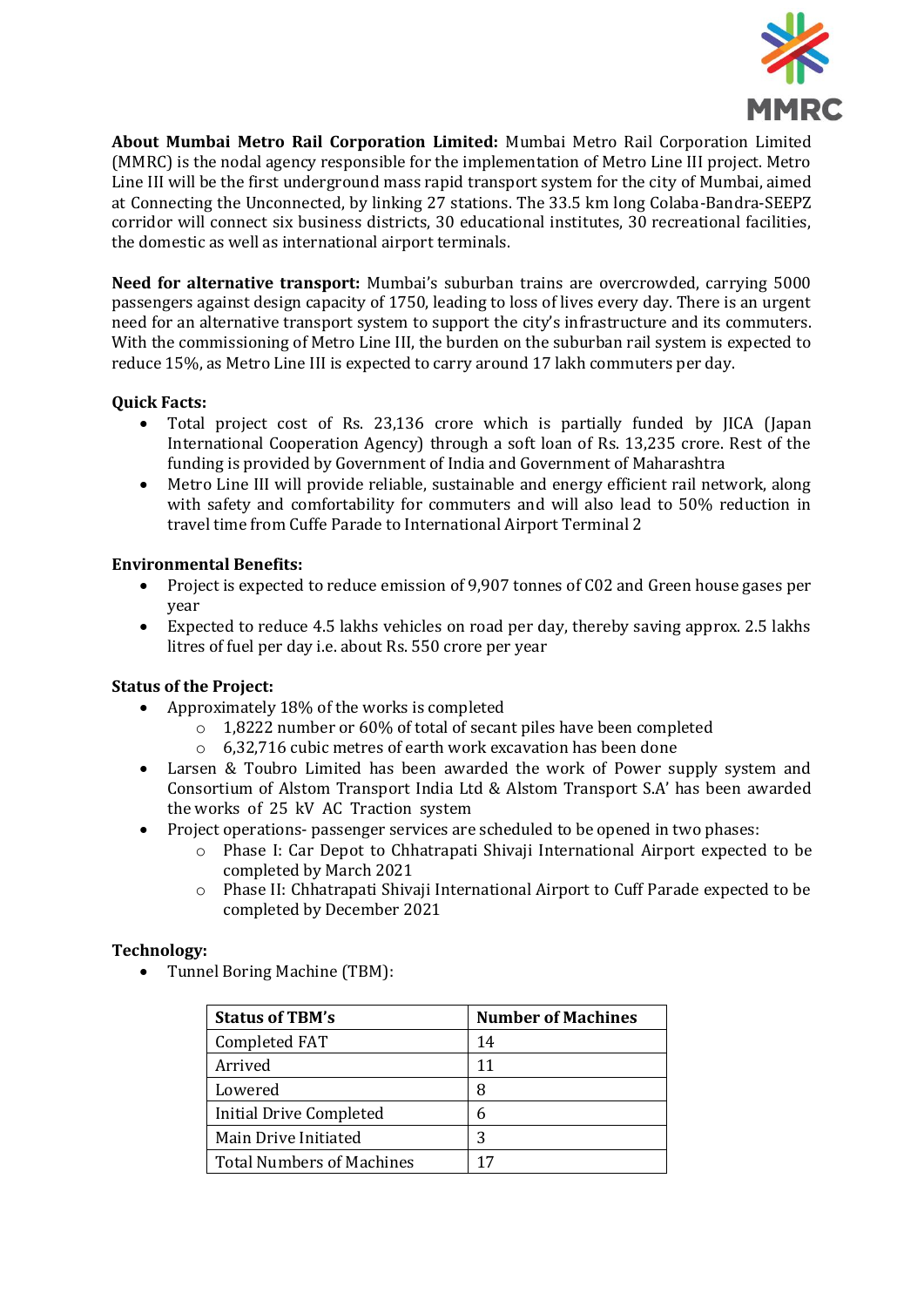**About Mumbai Metro Rail Corporation Limited:** Mumbai Metro Rail Corporation Limited (MMRC) is the nodal agency responsible for the implementation of Metro Line III project. Metro Line III will be the first underground mass rapid transport system for the city of Mumbai, aimed at Connecting the Unconnected, by linking 27 stations. The 33.5 km long Colaba-Bandra-SEEPZ corridor will connect six business districts, 30 educational institutes, 30 recreational facilities, the domestic as well as international airport terminals.

**Need for alternative transport:** Mumbai's suburban trains are overcrowded, carrying 5000 passengers against design capacity of 1750, leading to loss of lives every day. There is an urgent need for an alternative transport system to support the city's infrastructure and its commuters. With the commissioning of Metro Line III, the burden on the suburban rail system is expected to reduce 15%, as Metro Line III is expected to carry around 17 lakh commuters per day.

**Quick Facts:**

- Total project cost of Rs. 23,136 crore which is partially funded by JICA (Japan International Cooperation Agency) through a soft loan of Rs. 13,235 crore. Rest of the funding is provided by Government of India and Government of Maharashtra
- Metro Line III will provide reliable, sustainable and energy efficient rail network, along with safety and comfortability for commuters and will also lead to 50% reduction in travel time from Cuffe Parade to International Airport Terminal 2

**Environmental Benefits:**

- Project is expected to reduce emission of 9,907 tonnes of C02 and Green house gases per year
- Expected to reduce 4.5 lakhs vehicles on road per day, thereby saving approx. 2.5 lakhs litres of fuel per day i.e. about Rs. 550 crore per year

**Status of the Project:**

- Approximately 18% of the works is completed
  - 1,8222 number or 60% of total of secant piles have been completed
  - 6,32,716 cubic metres of earth work excavation has been done
- Larsen & Toubro Limited has been awarded the work of Power supply system and Consortium of Alstom Transport India Ltd & Alstom Transport S.A' has been awarded the works of 25 kV AC Traction system
- Project operations- passenger services are scheduled to be opened in two phases:
  - Phase I: Car Depot to Chhatrapati Shivaji International Airport expected to be completed by March 2021
  - Phase II: Chhatrapati Shivaji International Airport to Cuff Parade expected to be completed by December 2021

**Technology:**

- Tunnel Boring Machine (TBM):

| Status of TBM's | Number of Machines |
| --- | --- |
| Completed FAT | 14 |
| Arrived | 11 |
| Lowered | 8 |
| Initial Drive Completed | 6 |
| Main Drive Initiated | 3 |
| Total Numbers of Machines | 17 |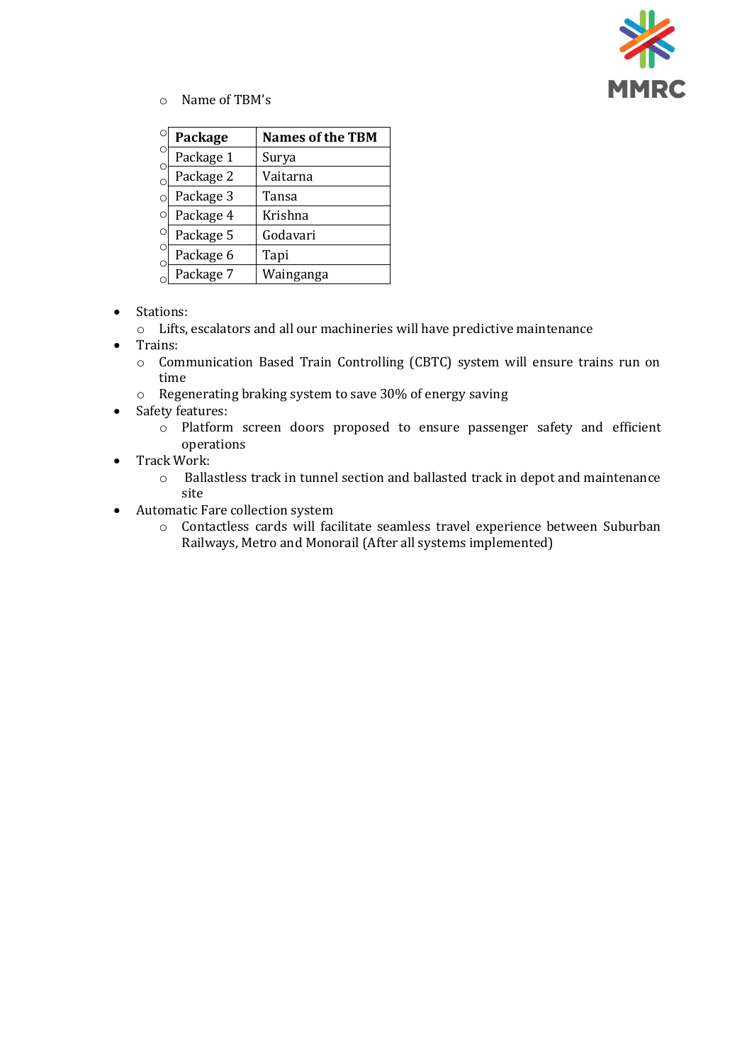- Name of TBM's

| Package | Names of the TBM |
|---|---|
| Package 1 | Surya |
| Package 2 | Vaitarna |
| Package 3 | Tansa |
| Package 4 | Krishna |
| Package 5 | Godavari |
| Package 6 | Tapi |
| Package 7 | Wainganga |

- Stations:
  - Lifts, escalators and all our machineries will have predictive maintenance
- Trains:
  - Communication Based Train Controlling (CBTC) system will ensure trains run on time
  - Regenerating braking system to save 30% of energy saving
- Safety features:
  - Platform screen doors proposed to ensure passenger safety and efficient operations
- Track Work:
  - Ballastless track in tunnel section and ballasted track in depot and maintenance site
- Automatic Fare collection system
  - Contactless cards will facilitate seamless travel experience between Suburban Railways, Metro and Monorail (After all systems implemented)